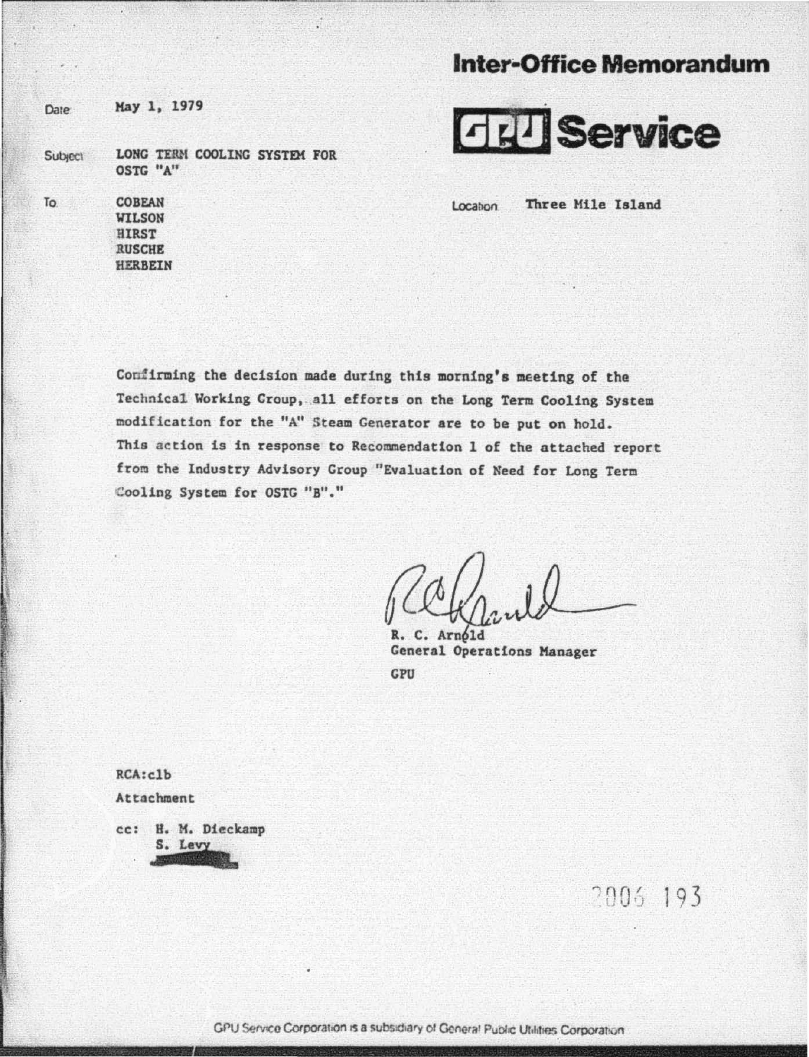# Inter-Office Memorandum

**GPU Service**

Date: May 1, 1979

Subject: LONG TERM COOLING SYSTEM FOR OSTG "A"

To: COBEAN
WILSON
HIRST
RUSCHE
HERBEIN

Location: Three Mile Island

Confirming the decision made during this morning's meeting of the Technical Working Group, all efforts on the Long Term Cooling System modification for the "A" Steam Generator are to be put on hold. This action is in response to Recommendation 1 of the attached report from the Industry Advisory Group "Evaluation of Need for Long Term Cooling System for OSTG "B"."

R. C. Arnold
General Operations Manager
GPU

RCA:clb

Attachment

cc: H. M. Dieckamp
S. Levy

2006 193

GPU Service Corporation is a subsidiary of General Public Utilities Corporation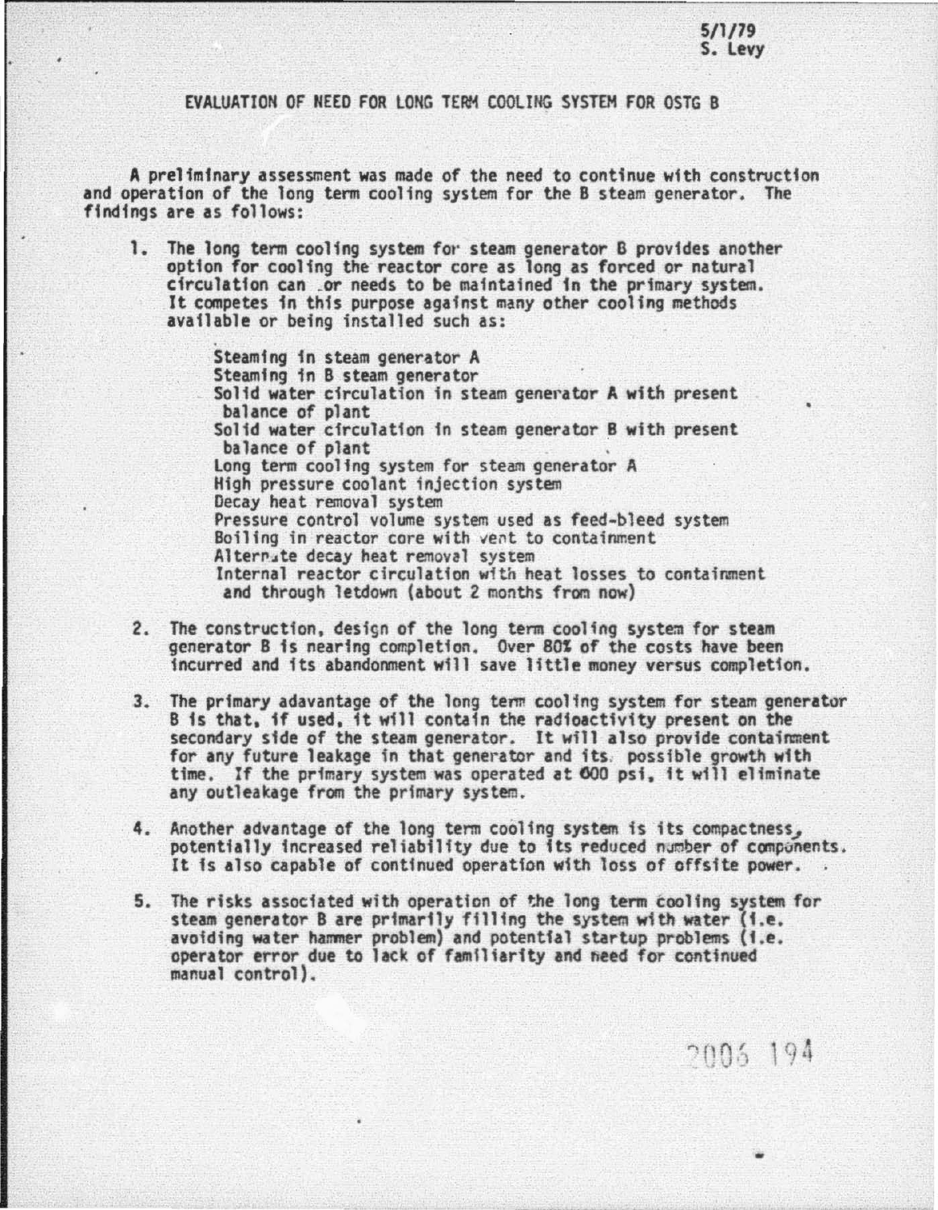5/1/79
S. Levy

# EVALUATION OF NEED FOR LONG TERM COOLING SYSTEM FOR OSTG B

A preliminary assessment was made of the need to continue with construction and operation of the long term cooling system for the B steam generator. The findings are as follows:

1. The long term cooling system for steam generator B provides another option for cooling the reactor core as long as forced or natural circulation can or needs to be maintained in the primary system. It competes in this purpose against many other cooling methods available or being installed such as:

   Steaming in steam generator A
   Steaming in B steam generator
   Solid water circulation in steam generator A with present balance of plant
   Solid water circulation in steam generator B with present balance of plant
   Long term cooling system for steam generator A
   High pressure coolant injection system
   Decay heat removal system
   Pressure control volume system used as feed-bleed system
   Boiling in reactor core with vent to containment
   Alternate decay heat removal system
   Internal reactor circulation with heat losses to containment and through letdown (about 2 months from now)

2. The construction, design of the long term cooling system for steam generator B is nearing completion. Over 80% of the costs have been incurred and its abandonment will save little money versus completion.

3. The primary adavantage of the long term cooling system for steam generator B is that, if used, it will contain the radioactivity present on the secondary side of the steam generator. It will also provide containment for any future leakage in that generator and its possible growth with time. If the primary system was operated at 600 psi, it will eliminate any outleakage from the primary system.

4. Another advantage of the long term cooling system is its compactness, potentially increased reliability due to its reduced number of components. It is also capable of continued operation with loss of offsite power.

5. The risks associated with operation of the long term cooling system for steam generator B are primarily filling the system with water (i.e. avoiding water hammer problem) and potential startup problems (i.e. operator error due to lack of familiarity and need for continued manual control).

2006 194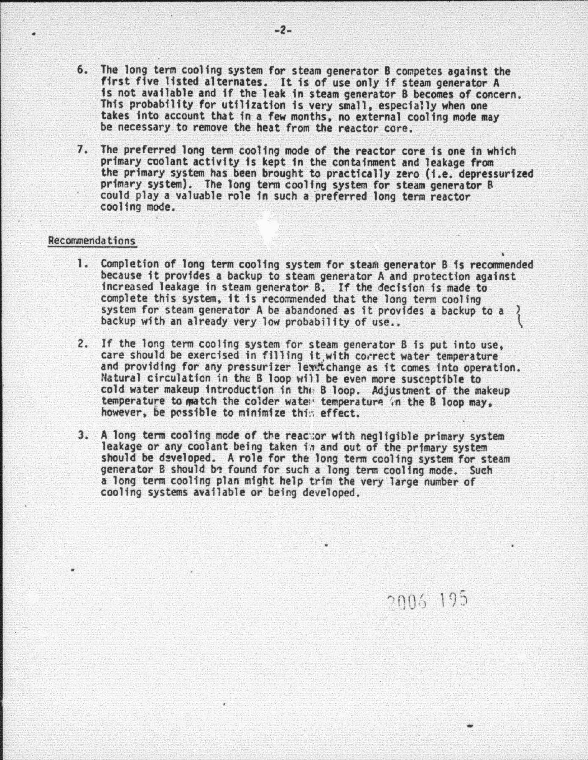6. The long term cooling system for steam generator B competes against the first five listed alternates. It is of use only if steam generator A is not available and if the leak in steam generator B becomes of concern. This probability for utilization is very small, especially when one takes into account that in a few months, no external cooling mode may be necessary to remove the heat from the reactor core.

7. The preferred long term cooling mode of the reactor core is one in which primary coolant activity is kept in the containment and leakage from the primary system has been brought to practically zero (i.e. depressurized primary system). The long term cooling system for steam generator B could play a valuable role in such a preferred long term reactor cooling mode.

Recommendations

1. Completion of long term cooling system for steam generator B is recommended because it provides a backup to steam generator A and protection against increased leakage in steam generator B. If the decision is made to complete this system, it is recommended that the long term cooling system for steam generator A be abandoned as it provides a backup to a backup with an already very low probability of use..

2. If the long term cooling system for steam generator B is put into use, care should be exercised in filling it with correct water temperature and providing for any pressurizer level change as it comes into operation. Natural circulation in the B loop will be even more susceptible to cold water makeup introduction in the B loop. Adjustment of the makeup temperature to match the colder water temperature in the B loop may, however, be possible to minimize this effect.

3. A long term cooling mode of the reactor with negligible primary system leakage or any coolant being taken in and out of the primary system should be developed. A role for the long term cooling system for steam generator B should be found for such a long term cooling mode. Such a long term cooling plan might help trim the very large number of cooling systems available or being developed.

2006 195